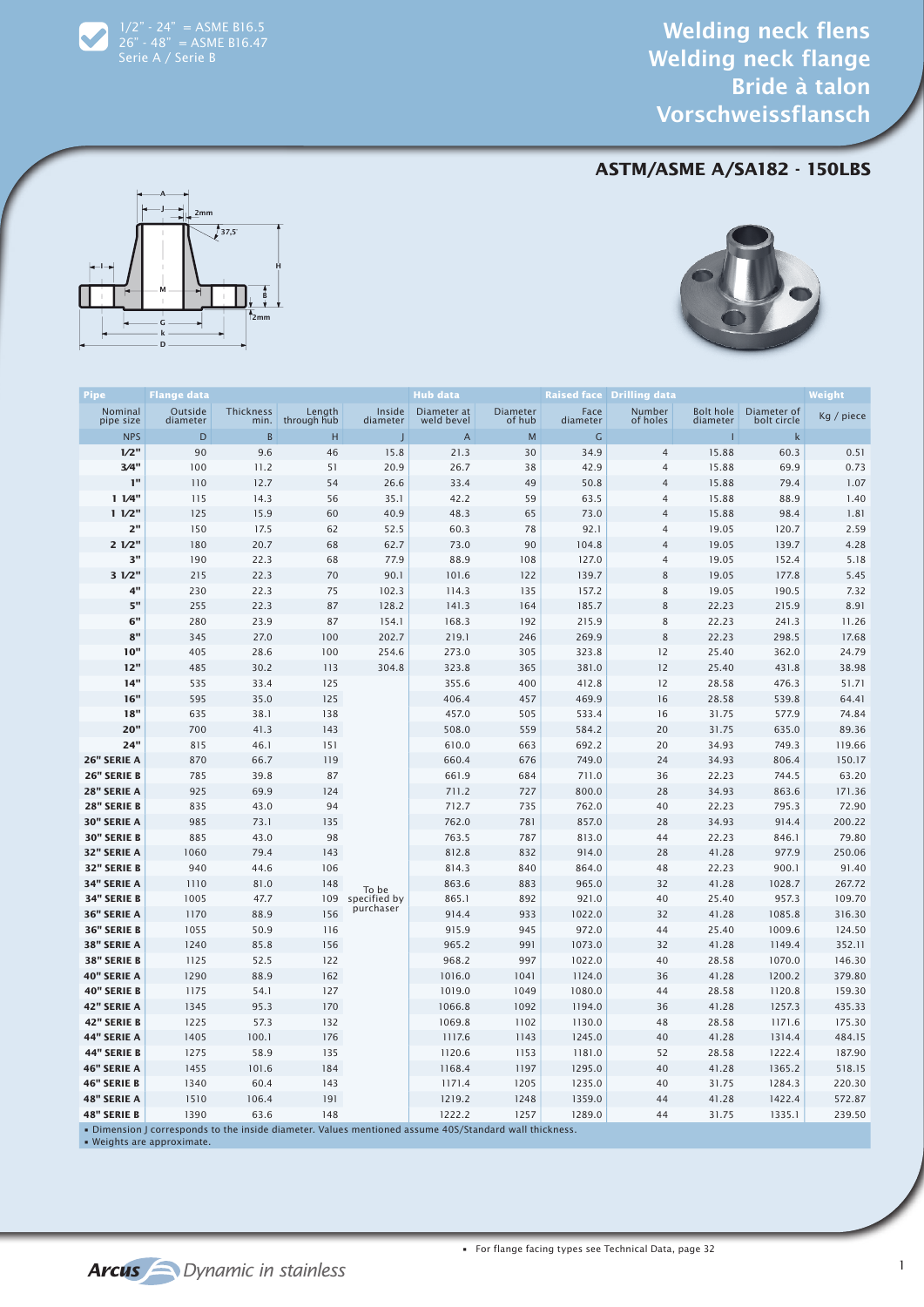1/2" - 24" = ASME B16.5
26" - 48" = ASME B16.47
Serie A / Serie B

# Welding neck flens
# Welding neck flange
# Bride à talon
# Vorschweissflansch

## ASTM/ASME A/SA182 - 150LBS

| Pipe | Flange data | | | | Hub data | | Raised face | Drilling data | | | Weight |
|---|---|---|---|---|---|---|---|---|---|---|---|
| Nominal pipe size | Outside diameter | Thickness min. | Length through hub | Inside diameter | Diameter at weld bevel | Diameter of hub | Face diameter | Number of holes | Bolt hole diameter | Diameter of bolt circle | Kg / piece |
| NPS | D | B | H | J | A | M | G | | I | k | |
| 1/2" | 90 | 9.6 | 46 | 15.8 | 21.3 | 30 | 34.9 | 4 | 15.88 | 60.3 | 0.51 |
| 3/4" | 100 | 11.2 | 51 | 20.9 | 26.7 | 38 | 42.9 | 4 | 15.88 | 69.9 | 0.73 |
| 1" | 110 | 12.7 | 54 | 26.6 | 33.4 | 49 | 50.8 | 4 | 15.88 | 79.4 | 1.07 |
| 1 1/4" | 115 | 14.3 | 56 | 35.1 | 42.2 | 59 | 63.5 | 4 | 15.88 | 88.9 | 1.40 |
| 1 1/2" | 125 | 15.9 | 60 | 40.9 | 48.3 | 65 | 73.0 | 4 | 15.88 | 98.4 | 1.81 |
| 2" | 150 | 17.5 | 62 | 52.5 | 60.3 | 78 | 92.1 | 4 | 19.05 | 120.7 | 2.59 |
| 2 1/2" | 180 | 20.7 | 68 | 62.7 | 73.0 | 90 | 104.8 | 4 | 19.05 | 139.7 | 4.28 |
| 3" | 190 | 22.3 | 68 | 77.9 | 88.9 | 108 | 127.0 | 4 | 19.05 | 152.4 | 5.18 |
| 3 1/2" | 215 | 22.3 | 70 | 90.1 | 101.6 | 122 | 139.7 | 8 | 19.05 | 177.8 | 5.45 |
| 4" | 230 | 22.3 | 75 | 102.3 | 114.3 | 135 | 157.2 | 8 | 19.05 | 190.5 | 7.32 |
| 5" | 255 | 22.3 | 87 | 128.2 | 141.3 | 164 | 185.7 | 8 | 22.23 | 215.9 | 8.91 |
| 6" | 280 | 23.9 | 87 | 154.1 | 168.3 | 192 | 215.9 | 8 | 22.23 | 241.3 | 11.26 |
| 8" | 345 | 27.0 | 100 | 202.7 | 219.1 | 246 | 269.9 | 8 | 22.23 | 298.5 | 17.68 |
| 10" | 405 | 28.6 | 100 | 254.6 | 273.0 | 305 | 323.8 | 12 | 25.40 | 362.0 | 24.79 |
| 12" | 485 | 30.2 | 113 | 304.8 | 323.8 | 365 | 381.0 | 12 | 25.40 | 431.8 | 38.98 |
| 14" | 535 | 33.4 | 125 | To be specified by purchaser | 355.6 | 400 | 412.8 | 12 | 28.58 | 476.3 | 51.71 |
| 16" | 595 | 35.0 | 125 | | 406.4 | 457 | 469.9 | 16 | 28.58 | 539.8 | 64.41 |
| 18" | 635 | 38.1 | 138 | | 457.0 | 505 | 533.4 | 16 | 31.75 | 577.9 | 74.84 |
| 20" | 700 | 41.3 | 143 | | 508.0 | 559 | 584.2 | 20 | 31.75 | 635.0 | 89.36 |
| 24" | 815 | 46.1 | 151 | | 610.0 | 663 | 692.2 | 20 | 34.93 | 749.3 | 119.66 |
| 26" SERIE A | 870 | 66.7 | 119 | | 660.4 | 676 | 749.0 | 24 | 34.93 | 806.4 | 150.17 |
| 26" SERIE B | 785 | 39.8 | 87 | | 661.9 | 684 | 711.0 | 36 | 22.23 | 744.5 | 63.20 |
| 28" SERIE A | 925 | 69.9 | 124 | | 711.2 | 727 | 800.0 | 28 | 34.93 | 863.6 | 171.36 |
| 28" SERIE B | 835 | 43.0 | 94 | | 712.7 | 735 | 762.0 | 40 | 22.23 | 795.3 | 72.90 |
| 30" SERIE A | 985 | 73.1 | 135 | | 762.0 | 781 | 857.0 | 28 | 34.93 | 914.4 | 200.22 |
| 30" SERIE B | 885 | 43.0 | 98 | | 763.5 | 787 | 813.0 | 44 | 22.23 | 846.1 | 79.80 |
| 32" SERIE A | 1060 | 79.4 | 143 | | 812.8 | 832 | 914.0 | 28 | 41.28 | 977.9 | 250.06 |
| 32" SERIE B | 940 | 44.6 | 106 | | 814.3 | 840 | 864.0 | 48 | 22.23 | 900.1 | 91.40 |
| 34" SERIE A | 1110 | 81.0 | 148 | | 863.6 | 883 | 965.0 | 32 | 41.28 | 1028.7 | 267.72 |
| 34" SERIE B | 1005 | 47.7 | 109 | | 865.1 | 892 | 921.0 | 40 | 25.40 | 957.3 | 109.70 |
| 36" SERIE A | 1170 | 88.9 | 156 | | 914.4 | 933 | 1022.0 | 32 | 41.28 | 1085.8 | 316.30 |
| 36" SERIE B | 1055 | 50.9 | 116 | | 915.9 | 945 | 972.0 | 44 | 25.40 | 1009.6 | 124.50 |
| 38" SERIE A | 1240 | 85.8 | 156 | | 965.2 | 991 | 1073.0 | 32 | 41.28 | 1149.4 | 352.11 |
| 38" SERIE B | 1125 | 52.5 | 122 | | 968.2 | 997 | 1022.0 | 40 | 28.58 | 1070.0 | 146.30 |
| 40" SERIE A | 1290 | 88.9 | 162 | | 1016.0 | 1041 | 1124.0 | 36 | 41.28 | 1200.2 | 379.80 |
| 40" SERIE B | 1175 | 54.1 | 127 | | 1019.0 | 1049 | 1080.0 | 44 | 28.58 | 1120.8 | 159.30 |
| 42" SERIE A | 1345 | 95.3 | 170 | | 1066.8 | 1092 | 1194.0 | 36 | 41.28 | 1257.3 | 435.33 |
| 42" SERIE B | 1225 | 57.3 | 132 | | 1069.8 | 1102 | 1130.0 | 48 | 28.58 | 1171.6 | 175.30 |
| 44" SERIE A | 1405 | 100.1 | 176 | | 1117.6 | 1143 | 1245.0 | 40 | 41.28 | 1314.4 | 484.15 |
| 44" SERIE B | 1275 | 58.9 | 135 | | 1120.6 | 1153 | 1181.0 | 52 | 28.58 | 1222.4 | 187.90 |
| 46" SERIE A | 1455 | 101.6 | 184 | | 1168.4 | 1197 | 1295.0 | 40 | 41.28 | 1365.2 | 518.15 |
| 46" SERIE B | 1340 | 60.4 | 143 | | 1171.4 | 1205 | 1235.0 | 40 | 31.75 | 1284.3 | 220.30 |
| 48" SERIE A | 1510 | 106.4 | 191 | | 1219.2 | 1248 | 1359.0 | 44 | 41.28 | 1422.4 | 572.87 |
| 48" SERIE B | 1390 | 63.6 | 148 | | 1222.2 | 1257 | 1289.0 | 44 | 31.75 | 1335.1 | 239.50 |

- Dimension J corresponds to the inside diameter. Values mentioned assume 40S/Standard wall thickness.
- Weights are approximate.

- For flange facing types see Technical Data, page 32

Arcus Dynamic in stainless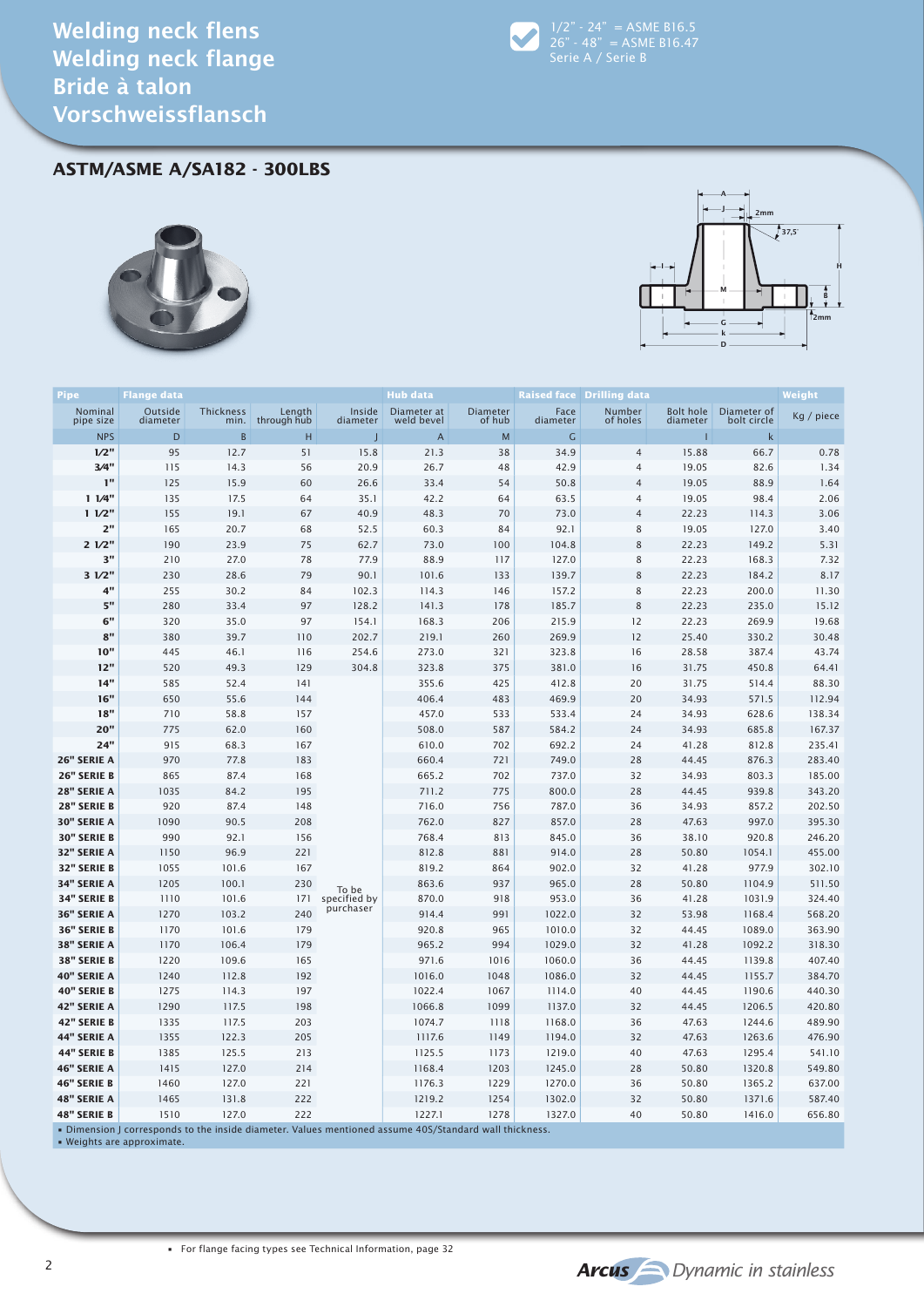# Welding neck flens
# Welding neck flange
# Bride à talon
# Vorschweissflansch

1/2" - 24" = ASME B16.5
26" - 48" = ASME B16.47
Serie A / Serie B

## ASTM/ASME A/SA182 - 300LBS

| Pipe | Flange data | | | | Hub data | | Raised face | Drilling data | | | Weight |
|---|---|---|---|---|---|---|---|---|---|---|---|
| Nominal pipe size | Outside diameter | Thickness min. | Length through hub | Inside diameter | Diameter at weld bevel | Diameter of hub | Face diameter | Number of holes | Bolt hole diameter | Diameter of bolt circle | Kg / piece |
| NPS | D | B | H | J | A | M | G | | I | k | |
| 1/2" | 95 | 12.7 | 51 | 15.8 | 21.3 | 38 | 34.9 | 4 | 15.88 | 66.7 | 0.78 |
| 3/4" | 115 | 14.3 | 56 | 20.9 | 26.7 | 48 | 42.9 | 4 | 19.05 | 82.6 | 1.34 |
| 1" | 125 | 15.9 | 60 | 26.6 | 33.4 | 54 | 50.8 | 4 | 19.05 | 88.9 | 1.64 |
| 1 1/4" | 135 | 17.5 | 64 | 35.1 | 42.2 | 64 | 63.5 | 4 | 19.05 | 98.4 | 2.06 |
| 1 1/2" | 155 | 19.1 | 67 | 40.9 | 48.3 | 70 | 73.0 | 4 | 22.23 | 114.3 | 3.06 |
| 2" | 165 | 20.7 | 68 | 52.5 | 60.3 | 84 | 92.1 | 8 | 19.05 | 127.0 | 3.40 |
| 2 1/2" | 190 | 23.9 | 75 | 62.7 | 73.0 | 100 | 104.8 | 8 | 22.23 | 149.2 | 5.31 |
| 3" | 210 | 27.0 | 78 | 77.9 | 88.9 | 117 | 127.0 | 8 | 22.23 | 168.3 | 7.32 |
| 3 1/2" | 230 | 28.6 | 79 | 90.1 | 101.6 | 133 | 139.7 | 8 | 22.23 | 184.2 | 8.17 |
| 4" | 255 | 30.2 | 84 | 102.3 | 114.3 | 146 | 157.2 | 8 | 22.23 | 200.0 | 11.30 |
| 5" | 280 | 33.4 | 97 | 128.2 | 141.3 | 178 | 185.7 | 8 | 22.23 | 235.0 | 15.12 |
| 6" | 320 | 35.0 | 97 | 154.1 | 168.3 | 206 | 215.9 | 12 | 22.23 | 269.9 | 19.68 |
| 8" | 380 | 39.7 | 110 | 202.7 | 219.1 | 260 | 269.9 | 12 | 25.40 | 330.2 | 30.48 |
| 10" | 445 | 46.1 | 116 | 254.6 | 273.0 | 321 | 323.8 | 16 | 28.58 | 387.4 | 43.74 |
| 12" | 520 | 49.3 | 129 | 304.8 | 323.8 | 375 | 381.0 | 16 | 31.75 | 450.8 | 64.41 |
| 14" | 585 | 52.4 | 141 | To be specified by purchaser | 355.6 | 425 | 412.8 | 20 | 31.75 | 514.4 | 88.30 |
| 16" | 650 | 55.6 | 144 | | 406.4 | 483 | 469.9 | 20 | 34.93 | 571.5 | 112.94 |
| 18" | 710 | 58.8 | 157 | | 457.0 | 533 | 533.4 | 24 | 34.93 | 628.6 | 138.34 |
| 20" | 775 | 62.0 | 160 | | 508.0 | 587 | 584.2 | 24 | 34.93 | 685.8 | 167.37 |
| 24" | 915 | 68.3 | 167 | | 610.0 | 702 | 692.2 | 24 | 41.28 | 812.8 | 235.41 |
| 26" SERIE A | 970 | 77.8 | 183 | | 660.4 | 721 | 749.0 | 28 | 44.45 | 876.3 | 283.40 |
| 26" SERIE B | 865 | 87.4 | 168 | | 665.2 | 702 | 737.0 | 32 | 34.93 | 803.3 | 185.00 |
| 28" SERIE A | 1035 | 84.2 | 195 | | 711.2 | 775 | 800.0 | 28 | 44.45 | 939.8 | 343.20 |
| 28" SERIE B | 920 | 87.4 | 148 | | 716.0 | 756 | 787.0 | 36 | 34.93 | 857.2 | 202.50 |
| 30" SERIE A | 1090 | 90.5 | 208 | | 762.0 | 827 | 857.0 | 28 | 47.63 | 997.0 | 395.30 |
| 30" SERIE B | 990 | 92.1 | 156 | | 768.4 | 813 | 845.0 | 36 | 38.10 | 920.8 | 246.20 |
| 32" SERIE A | 1150 | 96.9 | 221 | | 812.8 | 881 | 914.0 | 28 | 50.80 | 1054.1 | 455.00 |
| 32" SERIE B | 1055 | 101.6 | 167 | | 819.2 | 864 | 902.0 | 32 | 41.28 | 977.9 | 302.10 |
| 34" SERIE A | 1205 | 100.1 | 230 | | 863.6 | 937 | 965.0 | 28 | 50.80 | 1104.9 | 511.50 |
| 34" SERIE B | 1110 | 101.6 | 171 | | 870.0 | 918 | 953.0 | 36 | 41.28 | 1031.9 | 324.40 |
| 36" SERIE A | 1270 | 103.2 | 240 | | 914.4 | 991 | 1022.0 | 32 | 53.98 | 1168.4 | 568.20 |
| 36" SERIE B | 1170 | 101.6 | 179 | | 920.8 | 965 | 1010.0 | 32 | 44.45 | 1089.0 | 363.90 |
| 38" SERIE A | 1170 | 106.4 | 179 | | 965.2 | 994 | 1029.0 | 32 | 41.28 | 1092.2 | 318.30 |
| 38" SERIE B | 1220 | 109.6 | 165 | | 971.6 | 1016 | 1060.0 | 36 | 44.45 | 1139.8 | 407.40 |
| 40" SERIE A | 1240 | 112.8 | 192 | | 1016.0 | 1048 | 1086.0 | 32 | 44.45 | 1155.7 | 384.70 |
| 40" SERIE B | 1275 | 114.3 | 197 | | 1022.4 | 1067 | 1114.0 | 40 | 44.45 | 1190.6 | 440.30 |
| 42" SERIE A | 1290 | 117.5 | 198 | | 1066.8 | 1099 | 1137.0 | 32 | 44.45 | 1206.5 | 420.80 |
| 42" SERIE B | 1335 | 117.5 | 203 | | 1074.7 | 1118 | 1168.0 | 36 | 47.63 | 1244.6 | 489.90 |
| 44" SERIE A | 1355 | 122.3 | 205 | | 1117.6 | 1149 | 1194.0 | 32 | 47.63 | 1263.6 | 476.90 |
| 44" SERIE B | 1385 | 125.5 | 213 | | 1125.5 | 1173 | 1219.0 | 40 | 47.63 | 1295.4 | 541.10 |
| 46" SERIE A | 1415 | 127.0 | 214 | | 1168.4 | 1203 | 1245.0 | 28 | 50.80 | 1320.8 | 549.80 |
| 46" SERIE B | 1460 | 127.0 | 221 | | 1176.3 | 1229 | 1270.0 | 36 | 50.80 | 1365.2 | 637.00 |
| 48" SERIE A | 1465 | 131.8 | 222 | | 1219.2 | 1254 | 1302.0 | 32 | 50.80 | 1371.6 | 587.40 |
| 48" SERIE B | 1510 | 127.0 | 222 | | 1227.1 | 1278 | 1327.0 | 40 | 50.80 | 1416.0 | 656.80 |

- Dimension J corresponds to the inside diameter. Values mentioned assume 40S/Standard wall thickness.
- Weights are approximate.

- For flange facing types see Technical Information, page 32

Arcus Dynamic in stainless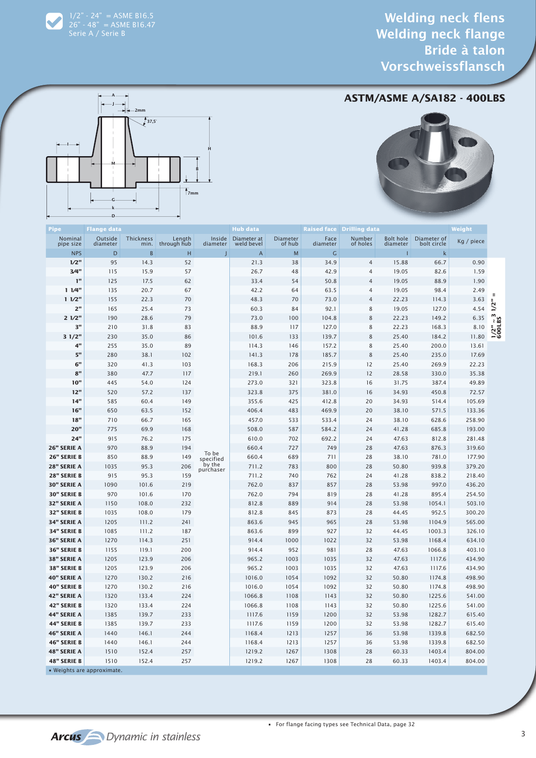1/2" - 24" = ASME B16.5
26" - 48" = ASME B16.47
Serie A / Serie B

# Welding neck flens
# Welding neck flange
# Bride à talon
# Vorschweissflansch

## ASTM/ASME A/SA182 - 400LBS

| Pipe | Flange data | | | | Hub data | | Raised face | Drilling data | | | Weight |
|---|---|---|---|---|---|---|---|---|---|---|---|
| Nominal pipe size | Outside diameter | Thickness min. | Length through hub | Inside diameter | Diameter at weld bevel | Diameter of hub | Face diameter | Number of holes | Bolt hole diameter | Diameter of bolt circle | Kg / piece |
| NPS | D | B | H | J | A | M | G | | I | k | |
| 1/2" | 95 | 14.3 | 52 | To be specified by the purchaser | 21.3 | 38 | 34.9 | 4 | 15.88 | 66.7 | 0.90 |
| 3/4" | 115 | 15.9 | 57 | | 26.7 | 48 | 42.9 | 4 | 19.05 | 82.6 | 1.59 |
| 1" | 125 | 17.5 | 62 | | 33.4 | 54 | 50.8 | 4 | 19.05 | 88.9 | 1.90 |
| 1 1/4" | 135 | 20.7 | 67 | | 42.2 | 64 | 63.5 | 4 | 19.05 | 98.4 | 2.49 |
| 1 1/2" | 155 | 22.3 | 70 | | 48.3 | 70 | 73.0 | 4 | 22.23 | 114.3 | 3.63 |
| 2" | 165 | 25.4 | 73 | | 60.3 | 84 | 92.1 | 8 | 19.05 | 127.0 | 4.54 |
| 2 1/2" | 190 | 28.6 | 79 | | 73.0 | 100 | 104.8 | 8 | 22.23 | 149.2 | 6.35 |
| 3" | 210 | 31.8 | 83 | | 88.9 | 117 | 127.0 | 8 | 22.23 | 168.3 | 8.10 |
| 3 1/2" | 230 | 35.0 | 86 | | 101.6 | 133 | 139.7 | 8 | 25.40 | 184.2 | 11.80 |
| 4" | 255 | 35.0 | 89 | | 114.3 | 146 | 157.2 | 8 | 25.40 | 200.0 | 13.61 |
| 5" | 280 | 38.1 | 102 | | 141.3 | 178 | 185.7 | 8 | 25.40 | 235.0 | 17.69 |
| 6" | 320 | 41.3 | 103 | | 168.3 | 206 | 215.9 | 12 | 25.40 | 269.9 | 22.23 |
| 8" | 380 | 47.7 | 117 | | 219.1 | 260 | 269.9 | 12 | 28.58 | 330.0 | 35.38 |
| 10" | 445 | 54.0 | 124 | | 273.0 | 321 | 323.8 | 16 | 31.75 | 387.4 | 49.89 |
| 12" | 520 | 57.2 | 137 | | 323.8 | 375 | 381.0 | 16 | 34.93 | 450.8 | 72.57 |
| 14" | 585 | 60.4 | 149 | | 355.6 | 425 | 412.8 | 20 | 34.93 | 514.4 | 105.69 |
| 16" | 650 | 63.5 | 152 | | 406.4 | 483 | 469.9 | 20 | 38.10 | 571.5 | 133.36 |
| 18" | 710 | 66.7 | 165 | | 457.0 | 533 | 533.4 | 24 | 38.10 | 628.6 | 258.90 |
| 20" | 775 | 69.9 | 168 | | 508.0 | 587 | 584.2 | 24 | 41.28 | 685.8 | 193.00 |
| 24" | 915 | 76.2 | 175 | | 610.0 | 702 | 692.2 | 24 | 47.63 | 812.8 | 281.48 |
| 26" SERIE A | 970 | 88.9 | 194 | | 660.4 | 727 | 749 | 28 | 47.63 | 876.3 | 319.60 |
| 26" SERIE B | 850 | 88.9 | 149 | | 660.4 | 689 | 711 | 28 | 38.10 | 781.0 | 177.90 |
| 28" SERIE A | 1035 | 95.3 | 206 | | 711.2 | 783 | 800 | 28 | 50.80 | 939.8 | 379.20 |
| 28" SERIE B | 915 | 95.3 | 159 | | 711.2 | 740 | 762 | 24 | 41.28 | 838.2 | 218.40 |
| 30" SERIE A | 1090 | 101.6 | 219 | | 762.0 | 837 | 857 | 28 | 53.98 | 997.0 | 436.20 |
| 30" SERIE B | 970 | 101.6 | 170 | | 762.0 | 794 | 819 | 28 | 41.28 | 895.4 | 254.50 |
| 32" SERIE A | 1150 | 108.0 | 232 | | 812.8 | 889 | 914 | 28 | 53.98 | 1054.1 | 503.10 |
| 32" SERIE B | 1035 | 108.0 | 179 | | 812.8 | 845 | 873 | 28 | 44.45 | 952.5 | 300.20 |
| 34" SERIE A | 1205 | 111.2 | 241 | | 863.6 | 945 | 965 | 28 | 53.98 | 1104.9 | 565.00 |
| 34" SERIE B | 1085 | 111.2 | 187 | | 863.6 | 899 | 927 | 32 | 44.45 | 1003.3 | 326.10 |
| 36" SERIE A | 1270 | 114.3 | 251 | | 914.4 | 1000 | 1022 | 32 | 53.98 | 1168.4 | 634.10 |
| 36" SERIE B | 1155 | 119.1 | 200 | | 914.4 | 952 | 981 | 28 | 47.63 | 1066.8 | 403.10 |
| 38" SERIE A | 1205 | 123.9 | 206 | | 965.2 | 1003 | 1035 | 32 | 47.63 | 1117.6 | 434.90 |
| 38" SERIE B | 1205 | 123.9 | 206 | | 965.2 | 1003 | 1035 | 32 | 47.63 | 1117.6 | 434.90 |
| 40" SERIE A | 1270 | 130.2 | 216 | | 1016.0 | 1054 | 1092 | 32 | 50.80 | 1174.8 | 498.90 |
| 40" SERIE B | 1270 | 130.2 | 216 | | 1016.0 | 1054 | 1092 | 32 | 50.80 | 1174.8 | 498.90 |
| 42" SERIE A | 1320 | 133.4 | 224 | | 1066.8 | 1108 | 1143 | 32 | 50.80 | 1225.6 | 541.00 |
| 42" SERIE B | 1320 | 133.4 | 224 | | 1066.8 | 1108 | 1143 | 32 | 50.80 | 1225.6 | 541.00 |
| 44" SERIE A | 1385 | 139.7 | 233 | | 1117.6 | 1159 | 1200 | 32 | 53.98 | 1282.7 | 615.40 |
| 44" SERIE B | 1385 | 139.7 | 233 | | 1117.6 | 1159 | 1200 | 32 | 53.98 | 1282.7 | 615.40 |
| 46" SERIE A | 1440 | 146.1 | 244 | | 1168.4 | 1213 | 1257 | 36 | 53.98 | 1339.8 | 682.50 |
| 46" SERIE B | 1440 | 146.1 | 244 | | 1168.4 | 1213 | 1257 | 36 | 53.98 | 1339.8 | 682.50 |
| 48" SERIE A | 1510 | 152.4 | 257 | | 1219.2 | 1267 | 1308 | 28 | 60.33 | 1403.4 | 804.00 |
| 48" SERIE B | 1510 | 152.4 | 257 | | 1219.2 | 1267 | 1308 | 28 | 60.33 | 1403.4 | 804.00 |

1/2" ~ 3 1/2" = 600LBS

- Weights are approximate.

- For flange facing types see Technical Data, page 32

Arcus Dynamic in stainless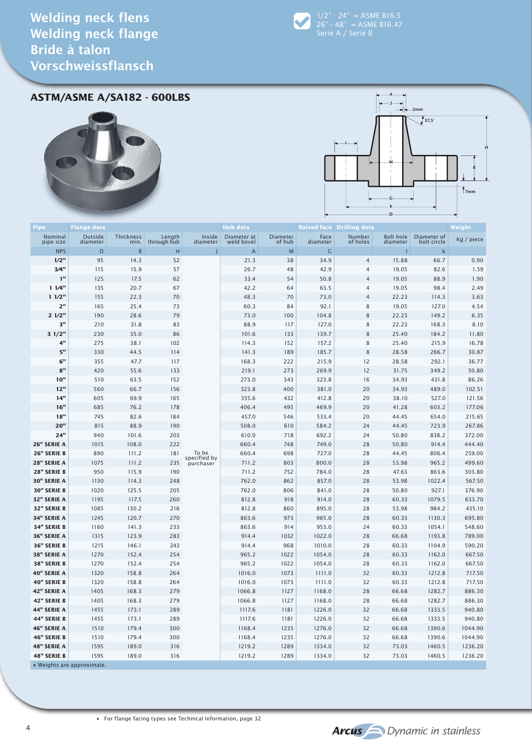# Welding neck flens
# Welding neck flange
# Bride à talon
# Vorschweissflansch

1/2" - 24" = ASME B16.5
26" - 48" = ASME B16.47
Serie A / Serie B

## ASTM/ASME A/SA182 - 600LBS

| Pipe | Flange data | | | | Hub data | | Raised face | Drilling data | | | Weight |
|---|---|---|---|---|---|---|---|---|---|---|---|
| Nominal pipe size | Outside diameter | Thickness min. | Length through hub | Inside diameter | Diameter at weld bevel | Diameter of hub | Face diameter | Number of holes | Bolt hole diameter | Diameter of bolt circle | Kg / piece |
| NPS | D | B | H | J | A | M | G | | I | k | |
| 1/2" | 95 | 14.3 | 52 | To be specified by purchaser | 21.3 | 38 | 34.9 | 4 | 15.88 | 66.7 | 0.90 |
| 3/4" | 115 | 15.9 | 57 | | 26.7 | 48 | 42.9 | 4 | 19.05 | 82.6 | 1.59 |
| 1" | 125 | 17.5 | 62 | | 33.4 | 54 | 50.8 | 4 | 19.05 | 88.9 | 1.90 |
| 1 1/4" | 135 | 20.7 | 67 | | 42.2 | 64 | 63.5 | 4 | 19.05 | 98.4 | 2.49 |
| 1 1/2" | 155 | 22.3 | 70 | | 48.3 | 70 | 73.0 | 4 | 22.23 | 114.3 | 3.63 |
| 2" | 165 | 25.4 | 73 | | 60.3 | 84 | 92.1 | 8 | 19.05 | 127.0 | 4.54 |
| 2 1/2" | 190 | 28.6 | 79 | | 73.0 | 100 | 104.8 | 8 | 22.23 | 149.2 | 6.35 |
| 3" | 210 | 31.8 | 83 | | 88.9 | 117 | 127.0 | 8 | 22.23 | 168.3 | 8.10 |
| 3 1/2" | 230 | 35.0 | 86 | | 101.6 | 133 | 139.7 | 8 | 25.40 | 184.2 | 11.80 |
| 4" | 275 | 38.1 | 102 | | 114.3 | 152 | 157.2 | 8 | 25.40 | 215.9 | 16.78 |
| 5" | 330 | 44.5 | 114 | | 141.3 | 189 | 185.7 | 8 | 28.58 | 266.7 | 30.87 |
| 6" | 355 | 47.7 | 117 | | 168.3 | 222 | 215.9 | 12 | 28.58 | 292.1 | 36.77 |
| 8" | 420 | 55.6 | 133 | | 219.1 | 273 | 269.9 | 12 | 31.75 | 349.2 | 50.80 |
| 10" | 510 | 63.5 | 152 | | 273.0 | 343 | 323.8 | 16 | 34.93 | 431.8 | 86.26 |
| 12" | 560 | 66.7 | 156 | | 323.8 | 400 | 381.0 | 20 | 34.93 | 489.0 | 102.51 |
| 14" | 605 | 69.9 | 165 | | 355.6 | 432 | 412.8 | 20 | 38.10 | 527.0 | 121.56 |
| 16" | 685 | 76.2 | 178 | | 406.4 | 495 | 469.9 | 20 | 41.28 | 603.2 | 177.06 |
| 18" | 745 | 82.6 | 184 | | 457.0 | 546 | 533.4 | 20 | 44.45 | 654.0 | 215.65 |
| 20" | 815 | 88.9 | 190 | | 508.0 | 610 | 584.2 | 24 | 44.45 | 723.9 | 267.86 |
| 24" | 940 | 101.6 | 203 | | 610.0 | 718 | 692.2 | 24 | 50.80 | 838.2 | 372.00 |
| 26" SERIE A | 1015 | 108.0 | 222 | | 660.4 | 748 | 749.0 | 28 | 50.80 | 914.4 | 444.40 |
| 26" SERIE B | 890 | 111.2 | 181 | | 660.4 | 698 | 727.0 | 28 | 44.45 | 806.4 | 259.00 |
| 28" SERIE A | 1075 | 111.2 | 235 | | 711.2 | 803 | 800.0 | 28 | 53.98 | 965.2 | 499.60 |
| 28" SERIE B | 950 | 115.9 | 190 | | 711.2 | 752 | 784.0 | 28 | 47.63 | 863.6 | 303.80 |
| 30" SERIE A | 1130 | 114.3 | 248 | | 762.0 | 862 | 857.0 | 28 | 53.98 | 1022.4 | 567.50 |
| 30" SERIE B | 1020 | 125.5 | 205 | | 762.0 | 806 | 841.0 | 28 | 50.80 | 927.1 | 376.90 |
| 32" SERIE A | 1195 | 117.5 | 260 | | 812.8 | 918 | 914.0 | 28 | 60.33 | 1079.5 | 633.70 |
| 32" SERIE B | 1085 | 130.2 | 216 | | 812.8 | 860 | 895.0 | 28 | 53.98 | 984.2 | 435.10 |
| 34" SERIE A | 1245 | 120.7 | 270 | | 863.6 | 973 | 965.0 | 28 | 60.33 | 1130.3 | 695.80 |
| 34" SERIE B | 1160 | 141.3 | 233 | | 863.6 | 914 | 953.0 | 24 | 60.33 | 1054.1 | 548.60 |
| 36" SERIE A | 1315 | 123.9 | 283 | | 914.4 | 1032 | 1022.0 | 28 | 66.68 | 1193.8 | 789.00 |
| 36" SERIE B | 1215 | 146.1 | 243 | | 914.4 | 968 | 1010.0 | 28 | 60.33 | 1104.9 | 590.20 |
| 38" SERIE A | 1270 | 152.4 | 254 | | 965.2 | 1022 | 1054.0 | 28 | 60.33 | 1162.0 | 667.50 |
| 38" SERIE B | 1270 | 152.4 | 254 | | 965.2 | 1022 | 1054.0 | 28 | 60.33 | 1162.0 | 667.50 |
| 40" SERIE A | 1320 | 158.8 | 264 | | 1016.0 | 1073 | 1111.0 | 32 | 60.33 | 1212.8 | 717.50 |
| 40" SERIE B | 1320 | 158.8 | 264 | | 1016.0 | 1073 | 1111.0 | 32 | 60.33 | 1212.8 | 717.50 |
| 42" SERIE A | 1405 | 168.3 | 279 | | 1066.8 | 1127 | 1168.0 | 28 | 66.68 | 1282.7 | 886.30 |
| 42" SERIE B | 1405 | 168.3 | 279 | | 1066.8 | 1127 | 1168.0 | 28 | 66.68 | 1282.7 | 886.30 |
| 44" SERIE A | 1455 | 173.1 | 289 | | 1117.6 | 1181 | 1226.0 | 32 | 66.68 | 1333.5 | 940.80 |
| 44" SERIE B | 1455 | 173.1 | 289 | | 1117.6 | 1181 | 1226.0 | 32 | 66.68 | 1333.5 | 940.80 |
| 46" SERIE A | 1510 | 179.4 | 300 | | 1168.4 | 1235 | 1276.0 | 32 | 66.68 | 1390.6 | 1044.90 |
| 46" SERIE B | 1510 | 179.4 | 300 | | 1168.4 | 1235 | 1276.0 | 32 | 66.68 | 1390.6 | 1044.90 |
| 48" SERIE A | 1595 | 189.0 | 316 | | 1219.2 | 1289 | 1334.0 | 32 | 73.03 | 1460.5 | 1236.20 |
| 48" SERIE B | 1595 | 189.0 | 316 | | 1219.2 | 1289 | 1334.0 | 32 | 73.03 | 1460.5 | 1236.20 |

▪ Weights are approximate.

▪ For flange facing types see Technical Information, page 32

Arcus Dynamic in stainless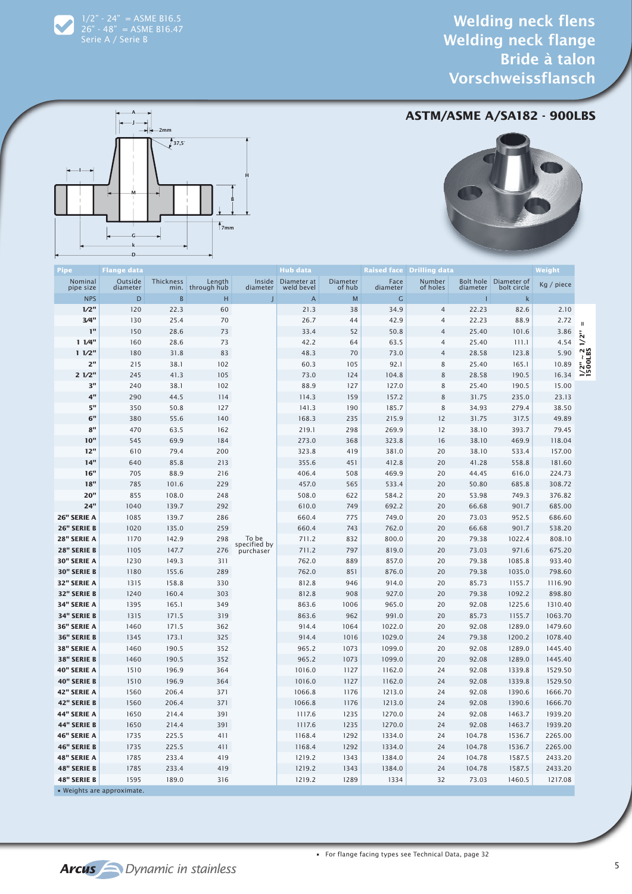1/2" - 24" = ASME B16.5
26" - 48" = ASME B16.47
Serie A / Serie B

# Welding neck flens
# Welding neck flange
# Bride à talon
# Vorschweissflansch

## ASTM/ASME A/SA182 - 900LBS

| Pipe | Flange data | | | | Hub data | | Raised face | Drilling data | | | Weight |
|---|---|---|---|---|---|---|---|---|---|---|---|
| Nominal pipe size | Outside diameter | Thickness min. | Length through hub | Inside diameter | Diameter at weld bevel | Diameter of hub | Face diameter | Number of holes | Bolt hole diameter | Diameter of bolt circle | Kg / piece |
| NPS | D | B | H | J | A | M | G | | l | k | |
| 1/2" | 120 | 22.3 | 60 | To be specified by purchaser | 21.3 | 38 | 34.9 | 4 | 22.23 | 82.6 | 2.10 |
| 3/4" | 130 | 25.4 | 70 | | 26.7 | 44 | 42.9 | 4 | 22.23 | 88.9 | 2.72 |
| 1" | 150 | 28.6 | 73 | | 33.4 | 52 | 50.8 | 4 | 25.40 | 101.6 | 3.86 |
| 1 1/4" | 160 | 28.6 | 73 | | 42.2 | 64 | 63.5 | 4 | 25.40 | 111.1 | 4.54 |
| 1 1/2" | 180 | 31.8 | 83 | | 48.3 | 70 | 73.0 | 4 | 28.58 | 123.8 | 5.90 |
| 2" | 215 | 38.1 | 102 | | 60.3 | 105 | 92.1 | 8 | 25.40 | 165.1 | 10.89 |
| 2 1/2" | 245 | 41.3 | 105 | | 73.0 | 124 | 104.8 | 8 | 28.58 | 190.5 | 16.34 |
| 3" | 240 | 38.1 | 102 | | 88.9 | 127 | 127.0 | 8 | 25.40 | 190.5 | 15.00 |
| 4" | 290 | 44.5 | 114 | | 114.3 | 159 | 157.2 | 8 | 31.75 | 235.0 | 23.13 |
| 5" | 350 | 50.8 | 127 | | 141.3 | 190 | 185.7 | 8 | 34.93 | 279.4 | 38.50 |
| 6" | 380 | 55.6 | 140 | | 168.3 | 235 | 215.9 | 12 | 31.75 | 317.5 | 49.89 |
| 8" | 470 | 63.5 | 162 | | 219.1 | 298 | 269.9 | 12 | 38.10 | 393.7 | 79.45 |
| 10" | 545 | 69.9 | 184 | | 273.0 | 368 | 323.8 | 16 | 38.10 | 469.9 | 118.04 |
| 12" | 610 | 79.4 | 200 | | 323.8 | 419 | 381.0 | 20 | 38.10 | 533.4 | 157.00 |
| 14" | 640 | 85.8 | 213 | | 355.6 | 451 | 412.8 | 20 | 41.28 | 558.8 | 181.60 |
| 16" | 705 | 88.9 | 216 | | 406.4 | 508 | 469.9 | 20 | 44.45 | 616.0 | 224.73 |
| 18" | 785 | 101.6 | 229 | | 457.0 | 565 | 533.4 | 20 | 50.80 | 685.8 | 308.72 |
| 20" | 855 | 108.0 | 248 | | 508.0 | 622 | 584.2 | 20 | 53.98 | 749.3 | 376.82 |
| 24" | 1040 | 139.7 | 292 | | 610.0 | 749 | 692.2 | 20 | 66.68 | 901.7 | 685.00 |
| 26" SERIE A | 1085 | 139.7 | 286 | | 660.4 | 775 | 749.0 | 20 | 73.03 | 952.5 | 686.60 |
| 26" SERIE B | 1020 | 135.0 | 259 | | 660.4 | 743 | 762.0 | 20 | 66.68 | 901.7 | 538.20 |
| 28" SERIE A | 1170 | 142.9 | 298 | | 711.2 | 832 | 800.0 | 20 | 79.38 | 1022.4 | 808.10 |
| 28" SERIE B | 1105 | 147.7 | 276 | | 711.2 | 797 | 819.0 | 20 | 73.03 | 971.6 | 675.20 |
| 30" SERIE A | 1230 | 149.3 | 311 | | 762.0 | 889 | 857.0 | 20 | 79.38 | 1085.8 | 933.40 |
| 30" SERIE B | 1180 | 155.6 | 289 | | 762.0 | 851 | 876.0 | 20 | 79.38 | 1035.0 | 798.60 |
| 32" SERIE A | 1315 | 158.8 | 330 | | 812.8 | 946 | 914.0 | 20 | 85.73 | 1155.7 | 1116.90 |
| 32" SERIE B | 1240 | 160.4 | 303 | | 812.8 | 908 | 927.0 | 20 | 79.38 | 1092.2 | 898.80 |
| 34" SERIE A | 1395 | 165.1 | 349 | | 863.6 | 1006 | 965.0 | 20 | 92.08 | 1225.6 | 1310.40 |
| 34" SERIE B | 1315 | 171.5 | 319 | | 863.6 | 962 | 991.0 | 20 | 85.73 | 1155.7 | 1063.70 |
| 36" SERIE A | 1460 | 171.5 | 362 | | 914.4 | 1064 | 1022.0 | 20 | 92.08 | 1289.0 | 1479.60 |
| 36" SERIE B | 1345 | 173.1 | 325 | | 914.4 | 1016 | 1029.0 | 24 | 79.38 | 1200.2 | 1078.40 |
| 38" SERIE A | 1460 | 190.5 | 352 | | 965.2 | 1073 | 1099.0 | 20 | 92.08 | 1289.0 | 1445.40 |
| 38" SERIE B | 1460 | 190.5 | 352 | | 965.2 | 1073 | 1099.0 | 20 | 92.08 | 1289.0 | 1445.40 |
| 40" SERIE A | 1510 | 196.9 | 364 | | 1016.0 | 1127 | 1162.0 | 24 | 92.08 | 1339.8 | 1529.50 |
| 40" SERIE B | 1510 | 196.9 | 364 | | 1016.0 | 1127 | 1162.0 | 24 | 92.08 | 1339.8 | 1529.50 |
| 42" SERIE A | 1560 | 206.4 | 371 | | 1066.8 | 1176 | 1213.0 | 24 | 92.08 | 1390.6 | 1666.70 |
| 42" SERIE B | 1560 | 206.4 | 371 | | 1066.8 | 1176 | 1213.0 | 24 | 92.08 | 1390.6 | 1666.70 |
| 44" SERIE A | 1650 | 214.4 | 391 | | 1117.6 | 1235 | 1270.0 | 24 | 92.08 | 1463.7 | 1939.20 |
| 44" SERIE B | 1650 | 214.4 | 391 | | 1117.6 | 1235 | 1270.0 | 24 | 92.08 | 1463.7 | 1939.20 |
| 46" SERIE A | 1735 | 225.5 | 411 | | 1168.4 | 1292 | 1334.0 | 24 | 104.78 | 1536.7 | 2265.00 |
| 46" SERIE B | 1735 | 225.5 | 411 | | 1168.4 | 1292 | 1334.0 | 24 | 104.78 | 1536.7 | 2265.00 |
| 48" SERIE A | 1785 | 233.4 | 419 | | 1219.2 | 1343 | 1384.0 | 24 | 104.78 | 1587.5 | 2433.20 |
| 48" SERIE B | 1785 | 233.4 | 419 | | 1219.2 | 1343 | 1384.0 | 24 | 104.78 | 1587.5 | 2433.20 |
| 48" SERIE B | 1595 | 189.0 | 316 | | 1219.2 | 1289 | 1334 | 32 | 73.03 | 1460.5 | 1217.08 |

1/2" ~ 2 1/2" = 1500LBS

- Weights are approximate.

- For flange facing types see Technical Data, page 32

Arcus Dynamic in stainless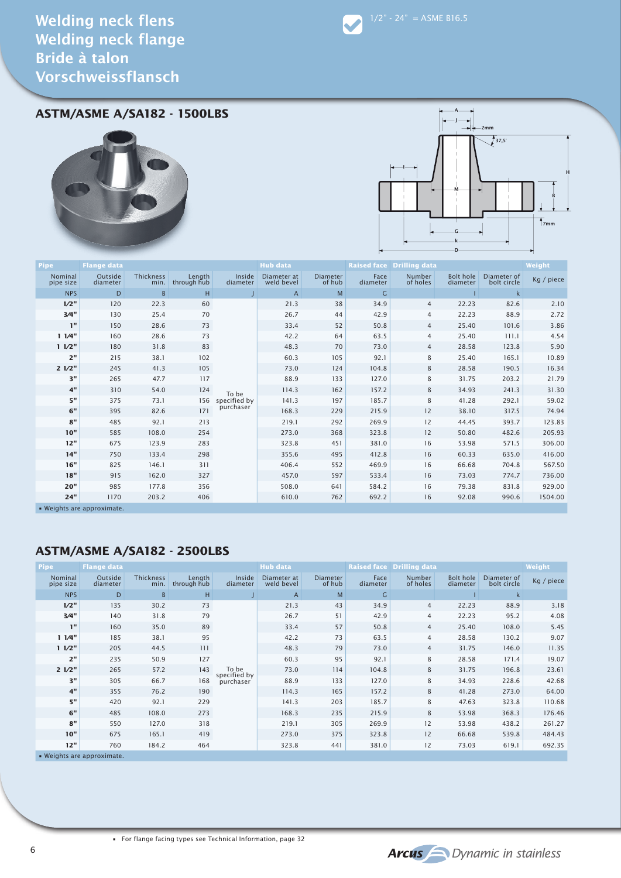# Welding neck flens
# Welding neck flange
# Bride à talon
# Vorschweissflansch

1/2" - 24" = ASME B16.5

## ASTM/ASME A/SA182 - 1500LBS

A
J
2mm
37,5°
I
H
M
B
G
7mm
k
D

| Pipe | Flange data | | | | Hub data | | Raised face | Drilling data | | | Weight |
|---|---|---|---|---|---|---|---|---|---|---|---|
| Nominal pipe size | Outside diameter | Thickness min. | Length through hub | Inside diameter | Diameter at weld bevel | Diameter of hub | Face diameter | Number of holes | Bolt hole diameter | Diameter of bolt circle | Kg / piece |
| NPS | D | B | H | J | A | M | G | | I | k | |
| 1/2" | 120 | 22.3 | 60 | To be specified by purchaser | 21.3 | 38 | 34.9 | 4 | 22.23 | 82.6 | 2.10 |
| 3/4" | 130 | 25.4 | 70 | | 26.7 | 44 | 42.9 | 4 | 22.23 | 88.9 | 2.72 |
| 1" | 150 | 28.6 | 73 | | 33.4 | 52 | 50.8 | 4 | 25.40 | 101.6 | 3.86 |
| 1 1/4" | 160 | 28.6 | 73 | | 42.2 | 64 | 63.5 | 4 | 25.40 | 111.1 | 4.54 |
| 1 1/2" | 180 | 31.8 | 83 | | 48.3 | 70 | 73.0 | 4 | 28.58 | 123.8 | 5.90 |
| 2" | 215 | 38.1 | 102 | | 60.3 | 105 | 92.1 | 8 | 25.40 | 165.1 | 10.89 |
| 2 1/2" | 245 | 41.3 | 105 | | 73.0 | 124 | 104.8 | 8 | 28.58 | 190.5 | 16.34 |
| 3" | 265 | 47.7 | 117 | | 88.9 | 133 | 127.0 | 8 | 31.75 | 203.2 | 21.79 |
| 4" | 310 | 54.0 | 124 | | 114.3 | 162 | 157.2 | 8 | 34.93 | 241.3 | 31.30 |
| 5" | 375 | 73.1 | 156 | | 141.3 | 197 | 185.7 | 8 | 41.28 | 292.1 | 59.02 |
| 6" | 395 | 82.6 | 171 | | 168.3 | 229 | 215.9 | 12 | 38.10 | 317.5 | 74.94 |
| 8" | 485 | 92.1 | 213 | | 219.1 | 292 | 269.9 | 12 | 44.45 | 393.7 | 123.83 |
| 10" | 585 | 108.0 | 254 | | 273.0 | 368 | 323.8 | 12 | 50.80 | 482.6 | 205.93 |
| 12" | 675 | 123.9 | 283 | | 323.8 | 451 | 381.0 | 16 | 53.98 | 571.5 | 306.00 |
| 14" | 750 | 133.4 | 298 | | 355.6 | 495 | 412.8 | 16 | 60.33 | 635.0 | 416.00 |
| 16" | 825 | 146.1 | 311 | | 406.4 | 552 | 469.9 | 16 | 66.68 | 704.8 | 567.50 |
| 18" | 915 | 162.0 | 327 | | 457.0 | 597 | 533.4 | 16 | 73.03 | 774.7 | 736.00 |
| 20" | 985 | 177.8 | 356 | | 508.0 | 641 | 584.2 | 16 | 79.38 | 831.8 | 929.00 |
| 24" | 1170 | 203.2 | 406 | | 610.0 | 762 | 692.2 | 16 | 92.08 | 990.6 | 1504.00 |

- Weights are approximate.

## ASTM/ASME A/SA182 - 2500LBS

| Pipe | Flange data | | | | Hub data | | Raised face | Drilling data | | | Weight |
|---|---|---|---|---|---|---|---|---|---|---|---|
| Nominal pipe size | Outside diameter | Thickness min. | Length through hub | Inside diameter | Diameter at weld bevel | Diameter of hub | Face diameter | Number of holes | Bolt hole diameter | Diameter of bolt circle | Kg / piece |
| NPS | D | B | H | J | A | M | G | | I | k | |
| 1/2" | 135 | 30.2 | 73 | To be specified by purchaser | 21.3 | 43 | 34.9 | 4 | 22.23 | 88.9 | 3.18 |
| 3/4" | 140 | 31.8 | 79 | | 26.7 | 51 | 42.9 | 4 | 22.23 | 95.2 | 4.08 |
| 1" | 160 | 35.0 | 89 | | 33.4 | 57 | 50.8 | 4 | 25.40 | 108.0 | 5.45 |
| 1 1/4" | 185 | 38.1 | 95 | | 42.2 | 73 | 63.5 | 4 | 28.58 | 130.2 | 9.07 |
| 1 1/2" | 205 | 44.5 | 111 | | 48.3 | 79 | 73.0 | 4 | 31.75 | 146.0 | 11.35 |
| 2" | 235 | 50.9 | 127 | | 60.3 | 95 | 92.1 | 8 | 28.58 | 171.4 | 19.07 |
| 2 1/2" | 265 | 57.2 | 143 | | 73.0 | 114 | 104.8 | 8 | 31.75 | 196.8 | 23.61 |
| 3" | 305 | 66.7 | 168 | | 88.9 | 133 | 127.0 | 8 | 34.93 | 228.6 | 42.68 |
| 4" | 355 | 76.2 | 190 | | 114.3 | 165 | 157.2 | 8 | 41.28 | 273.0 | 64.00 |
| 5" | 420 | 92.1 | 229 | | 141.3 | 203 | 185.7 | 8 | 47.63 | 323.8 | 110.68 |
| 6" | 485 | 108.0 | 273 | | 168.3 | 235 | 215.9 | 8 | 53.98 | 368.3 | 176.46 |
| 8" | 550 | 127.0 | 318 | | 219.1 | 305 | 269.9 | 12 | 53.98 | 438.2 | 261.27 |
| 10" | 675 | 165.1 | 419 | | 273.0 | 375 | 323.8 | 12 | 66.68 | 539.8 | 484.43 |
| 12" | 760 | 184.2 | 464 | | 323.8 | 441 | 381.0 | 12 | 73.03 | 619.1 | 692.35 |

- Weights are approximate.

- For flange facing types see Technical Information, page 32

Arcus Dynamic in stainless